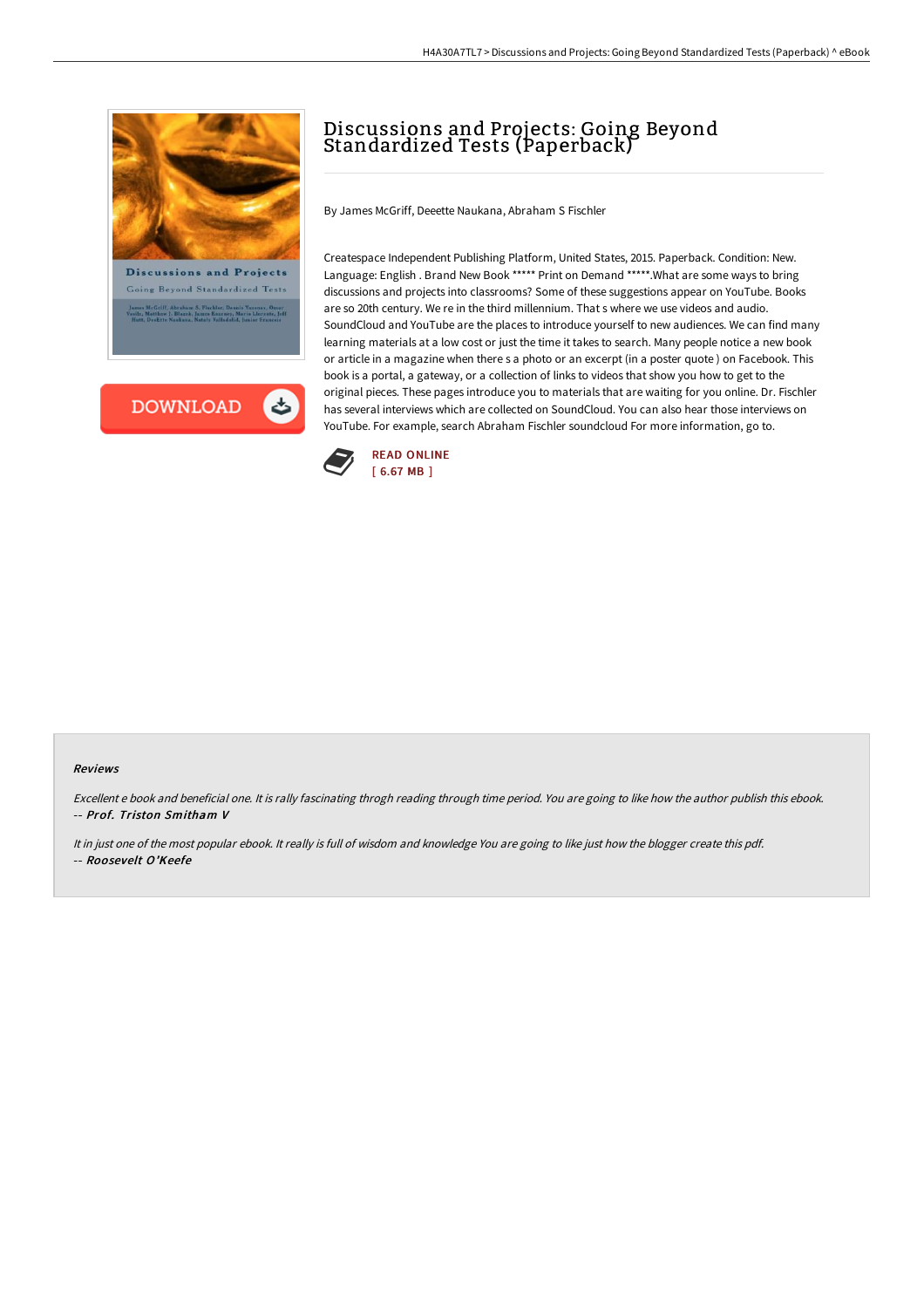# Discussions and Projects: Going Beyond Standardized Tests (Paperback)

By James McGriff, Deeette Naukana, Abraham S Fischler

Createspace Independent Publishing Platform, United States, 2015. Paperback. Condition: New. Language: English . Brand New Book ***** Print on Demand *****.What are some ways to bring discussions and projects into classrooms? Some of these suggestions appear on YouTube. Books are so 20th century. We re in the third millennium. That s where we use videos and audio. SoundCloud and YouTube are the places to introduce yourself to new audiences. We can find many learning materials at a low cost or just the time it takes to search. Many people notice a new book or article in a magazine when there s a photo or an excerpt (in a poster quote ) on Facebook. This book is a portal, a gateway, or a collection of links to videos that show you how to get to the original pieces. These pages introduce you to materials that are waiting for you online. Dr. Fischler has several interviews which are collected on SoundCloud. You can also hear those interviews on YouTube. For example, search Abraham Fischler soundcloud For more information, go to.

READ ONLINE
[ 6.67 MB ]

#### Reviews

*Excellent e book and beneficial one. It is rally fascinating throgh reading through time period. You are going to like how the author publish this ebook.*
*-- **Prof. Triston Smitham V***

*It in just one of the most popular ebook. It really is full of wisdom and knowledge You are going to like just how the blogger create this pdf.*
*-- **Roosevelt O'Keefe***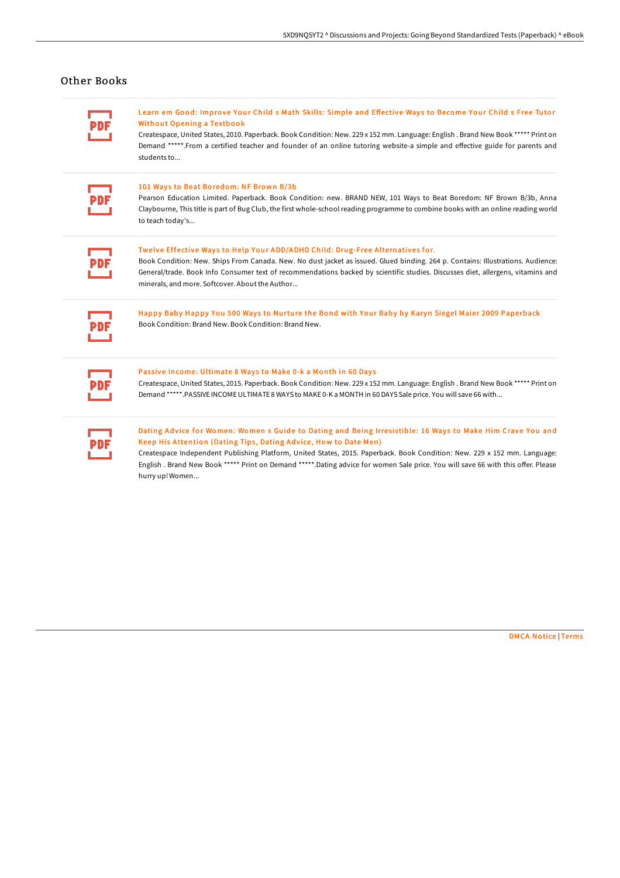## Other Books

**Learn em Good: Improve Your Child s Math Skills: Simple and Effective Ways to Become Your Child s Free Tutor Without Opening a Textbook**

Createspace, United States, 2010. Paperback. Book Condition: New. 229 x 152 mm. Language: English . Brand New Book ***** Print on Demand *****.From a certified teacher and founder of an online tutoring website-a simple and effective guide for parents and students to...

**101 Ways to Beat Boredom: NF Brown B/3b**

Pearson Education Limited. Paperback. Book Condition: new. BRAND NEW, 101 Ways to Beat Boredom: NF Brown B/3b, Anna Claybourne, This title is part of Bug Club, the first whole-school reading programme to combine books with an online reading world to teach today's...

**Twelve Effective Ways to Help Your ADD/ADHD Child: Drug-Free Alternatives for.**

Book Condition: New. Ships From Canada. New. No dust jacket as issued. Glued binding. 264 p. Contains: Illustrations. Audience: General/trade. Book Info Consumer text of recommendations backed by scientific studies. Discusses diet, allergens, vitamins and minerals, and more. Softcover. About the Author...

**Happy Baby Happy You 500 Ways to Nurture the Bond with Your Baby by Karyn Siegel Maier 2009 Paperback**

Book Condition: Brand New. Book Condition: Brand New.

**Passive Income: Ultimate 8 Ways to Make 0-k a Month in 60 Days**

Createspace, United States, 2015. Paperback. Book Condition: New. 229 x 152 mm. Language: English . Brand New Book ***** Print on Demand *****.PASSIVE INCOME ULTIMATE 8 WAYS to MAKE 0-K a MONTH in 60 DAYS Sale price. You will save 66 with...

**Dating Advice for Women: Women s Guide to Dating and Being Irresistible: 16 Ways to Make Him Crave You and Keep His Attention (Dating Tips, Dating Advice, How to Date Men)**

Createspace Independent Publishing Platform, United States, 2015. Paperback. Book Condition: New. 229 x 152 mm. Language: English . Brand New Book ***** Print on Demand *****.Dating advice for women Sale price. You will save 66 with this offer. Please hurry up! Women...